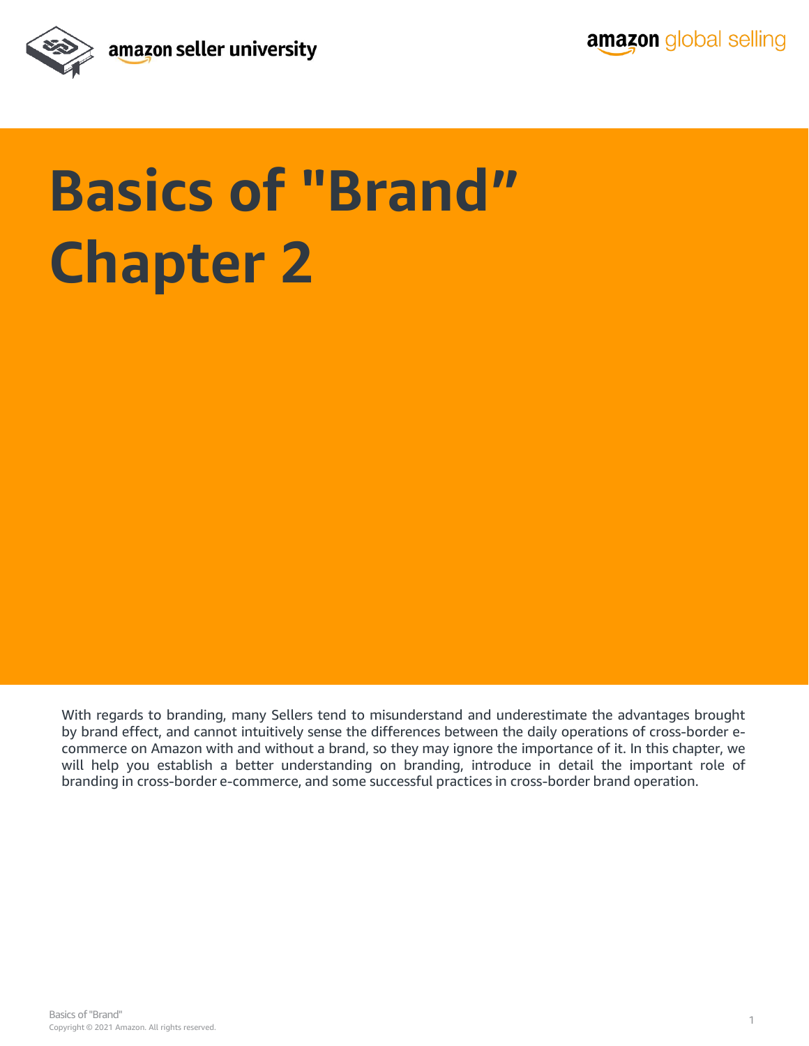# Basics of "Brand” Chapter 2

With regards to branding, many Sellers tend to misunderstand and underestimate the advantages brought by brand effect, and cannot intuitively sense the differences between the daily operations of cross-border e-commerce on Amazon with and without a brand, so they may ignore the importance of it. In this chapter, we will help you establish a better understanding on branding, introduce in detail the important role of branding in cross-border e-commerce, and some successful practices in cross-border brand operation.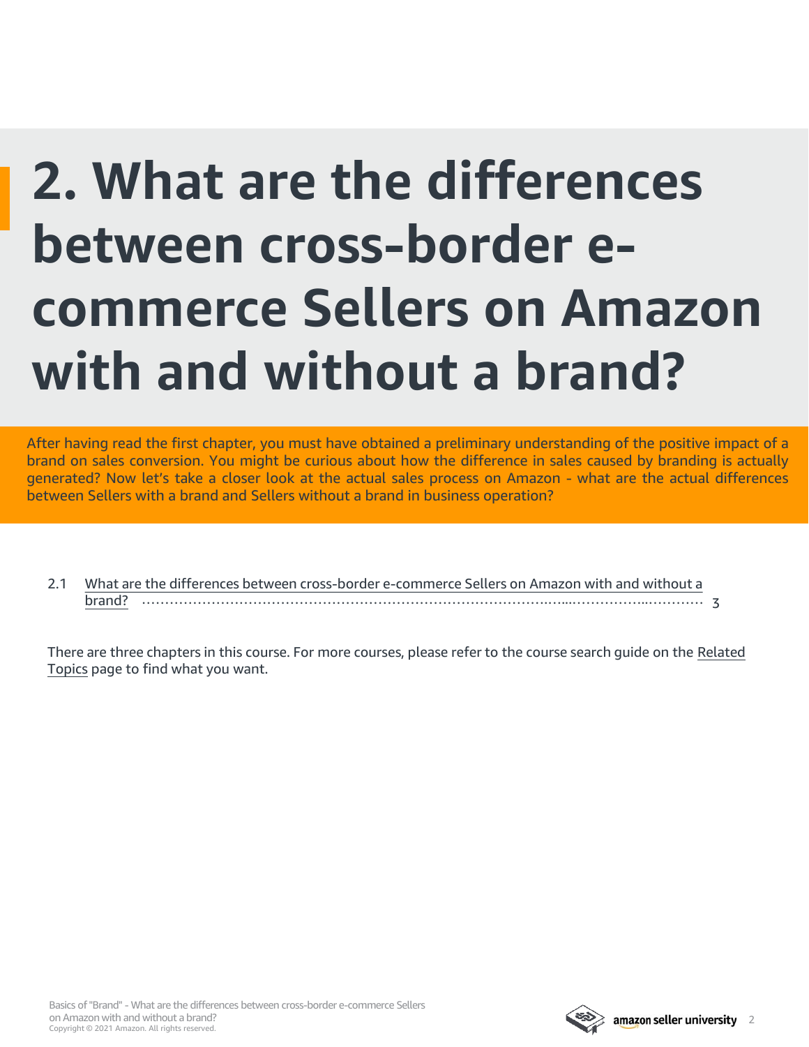# 2. What are the differences between cross-border e-commerce Sellers on Amazon with and without a brand?

After having read the first chapter, you must have obtained a preliminary understanding of the positive impact of a brand on sales conversion. You might be curious about how the difference in sales caused by branding is actually generated? Now let's take a closer look at the actual sales process on Amazon - what are the actual differences between Sellers with a brand and Sellers without a brand in business operation?

2.1 What are the differences between cross-border e-commerce Sellers on Amazon with and without a brand? ........................................................................................................ 3

There are three chapters in this course. For more courses, please refer to the course search guide on the Related Topics page to find what you want.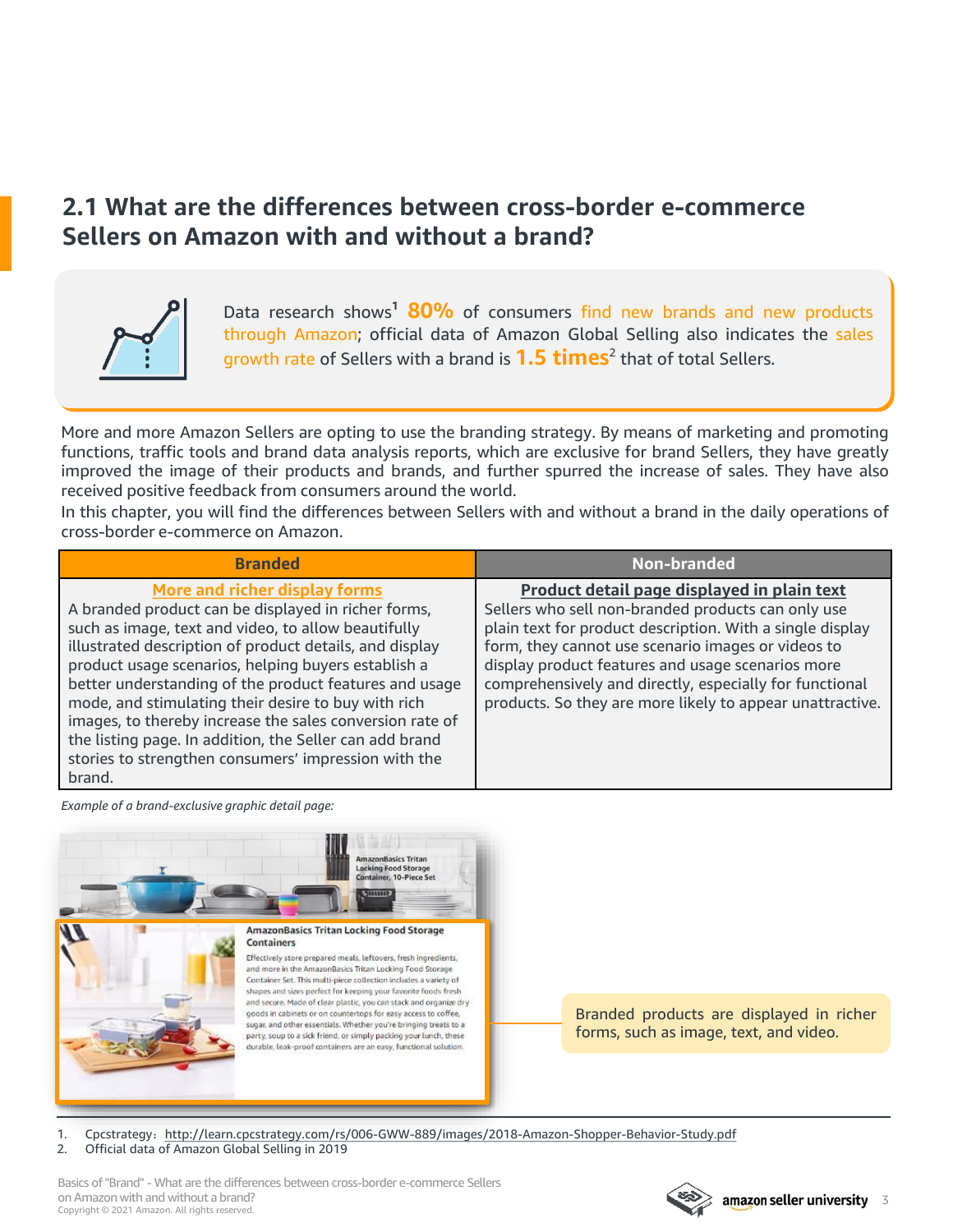## 2.1 What are the differences between cross-border e-commerce Sellers on Amazon with and without a brand?

Data research shows[1] **80%** of consumers find new brands and new products through Amazon; official data of Amazon Global Selling also indicates the sales growth rate of Sellers with a brand is **1.5 times**[2] that of total Sellers.

More and more Amazon Sellers are opting to use the branding strategy. By means of marketing and promoting functions, traffic tools and brand data analysis reports, which are exclusive for brand Sellers, they have greatly improved the image of their products and brands, and further spurred the increase of sales. They have also received positive feedback from consumers around the world.

In this chapter, you will find the differences between Sellers with and without a brand in the daily operations of cross-border e-commerce on Amazon.

| Branded | Non-branded |
| --- | --- |
| **More and richer display forms** A branded product can be displayed in richer forms, such as image, text and video, to allow beautifully illustrated description of product details, and display product usage scenarios, helping buyers establish a better understanding of the product features and usage mode, and stimulating their desire to buy with rich images, to thereby increase the sales conversion rate of the listing page. In addition, the Seller can add brand stories to strengthen consumers' impression with the brand. | **Product detail page displayed in plain text** Sellers who sell non-branded products can only use plain text for product description. With a single display form, they cannot use scenario images or videos to display product features and usage scenarios more comprehensively and directly, especially for functional products. So they are more likely to appear unattractive. |

*Example of a brand-exclusive graphic detail page:*

AmazonBasics Tritan Locking Food Storage Container, 10-Piece Set

AmazonBasics Tritan Locking Food Storage Containers

Effectively store prepared meals, leftovers, fresh ingredients, and more in the AmazonBasics Tritan Locking Food Storage Container Set. This multi-piece collection includes a variety of shapes and sizes perfect for keeping your favorite foods fresh and secure. Made of clear plastic, you can stack and organize dry goods in cabinets or on countertops for easy access to coffee, sugar, and other essentials. Whether you're bringing treats to a party, soup to a sick friend, or simply packing your lunch, these durable, leak-proof containers are an easy, functional solution.

Branded products are displayed in richer forms, such as image, text, and video.

1. Cpcstrategy: http://learn.cpcstrategy.com/rs/006-GWW-889/images/2018-Amazon-Shopper-Behavior-Study.pdf
2. Official data of Amazon Global Selling in 2019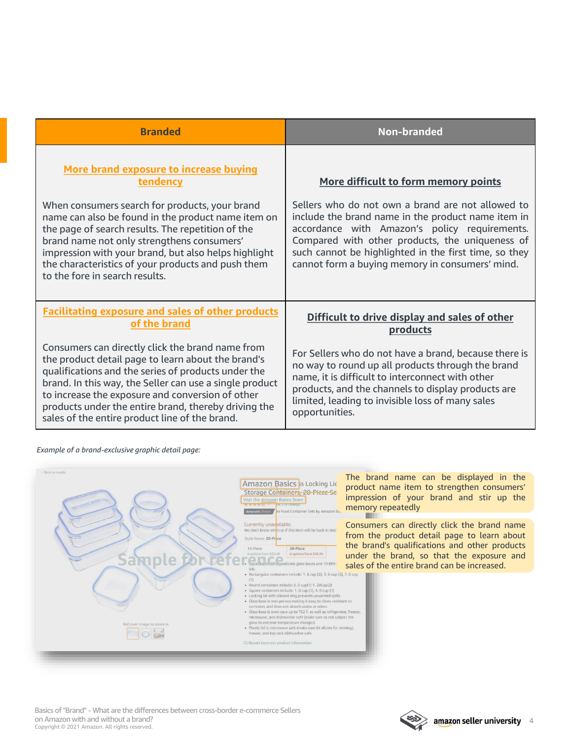| Branded | Non-branded |
| --- | --- |
| **More brand exposure to increase buying tendency**<br><br>When consumers search for products, your brand name can also be found in the product name item on the page of search results. The repetition of the brand name not only strengthens consumers' impression with your brand, but also helps highlight the characteristics of your products and push them to the fore in search results. | **More difficult to form memory points**<br><br>Sellers who do not own a brand are not allowed to include the brand name in the product name item in accordance with Amazon's policy requirements. Compared with other products, the uniqueness of such cannot be highlighted in the first time, so they cannot form a buying memory in consumers' mind. |
| **Facilitating exposure and sales of other products of the brand**<br><br>Consumers can directly click the brand name from the product detail page to learn about the brand's qualifications and the series of products under the brand. In this way, the Seller can use a single product to increase the exposure and conversion of other products under the entire brand, thereby driving the sales of the entire product line of the brand. | **Difficult to drive display and sales of other products**<br><br>For Sellers who do not have a brand, because there is no way to round up all products through the brand name, it is difficult to interconnect with other products, and the channels to display products are limited, leading to invisible loss of many sales opportunities. |

*Example of a brand-exclusive graphic detail page:*

The brand name can be displayed in the product name item to strengthen consumers' impression of your brand and stir up the memory repeatedly

Consumers can directly click the brand name from the product detail page to learn about the brand's qualifications and other products under the brand, so that the exposure and sales of the entire brand can be increased.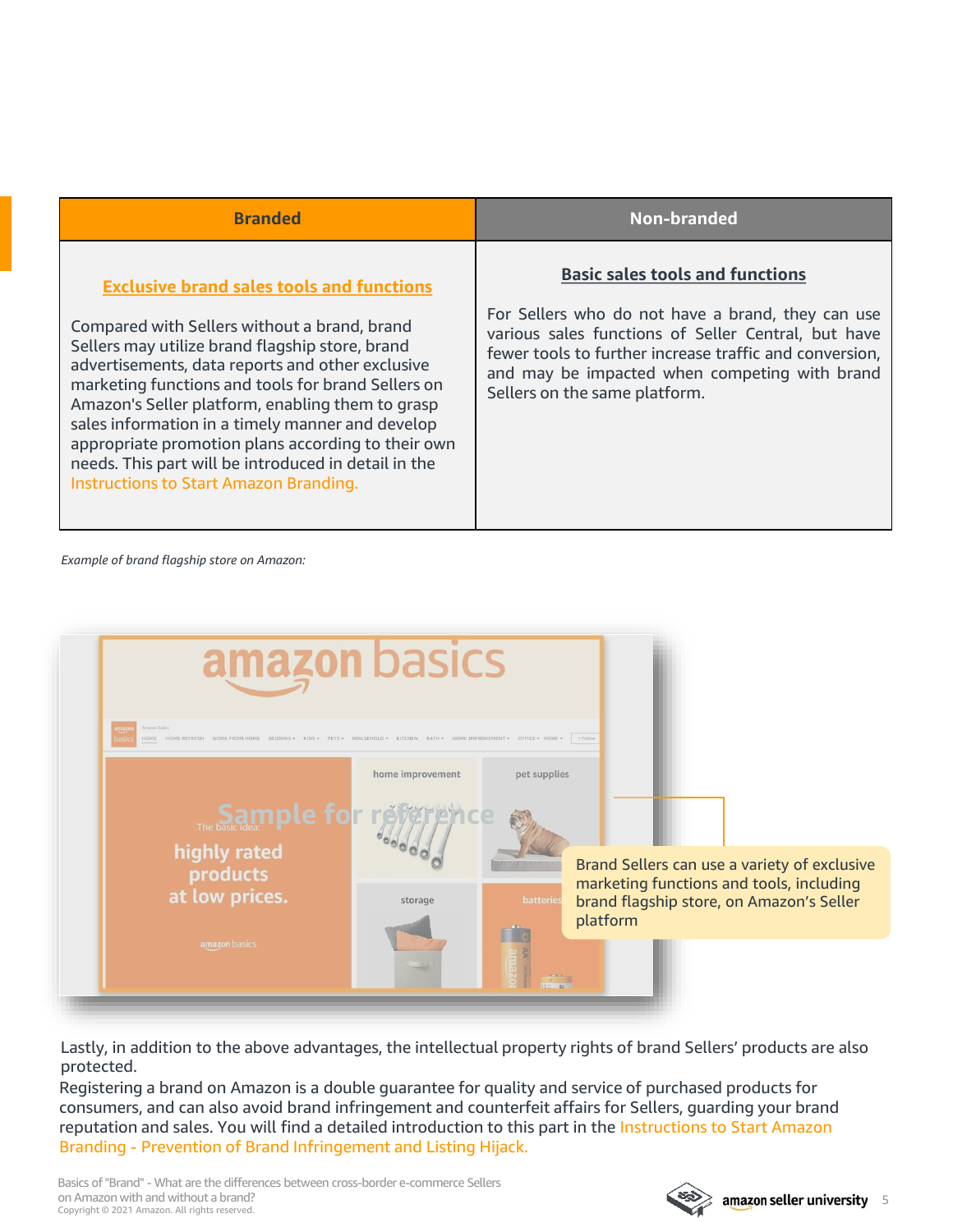| Branded | Non-branded |
| --- | --- |
| **Exclusive brand sales tools and functions**<br><br>Compared with Sellers without a brand, brand Sellers may utilize brand flagship store, brand advertisements, data reports and other exclusive marketing functions and tools for brand Sellers on Amazon's Seller platform, enabling them to grasp sales information in a timely manner and develop appropriate promotion plans according to their own needs. This part will be introduced in detail in the Instructions to Start Amazon Branding. | **Basic sales tools and functions**<br><br>For Sellers who do not have a brand, they can use various sales functions of Seller Central, but have fewer tools to further increase traffic and conversion, and may be impacted when competing with brand Sellers on the same platform. |

*Example of brand flagship store on Amazon:*

Brand Sellers can use a variety of exclusive marketing functions and tools, including brand flagship store, on Amazon's Seller platform

Lastly, in addition to the above advantages, the intellectual property rights of brand Sellers' products are also protected.

Registering a brand on Amazon is a double guarantee for quality and service of purchased products for consumers, and can also avoid brand infringement and counterfeit affairs for Sellers, guarding your brand reputation and sales. You will find a detailed introduction to this part in the Instructions to Start Amazon Branding - Prevention of Brand Infringement and Listing Hijack.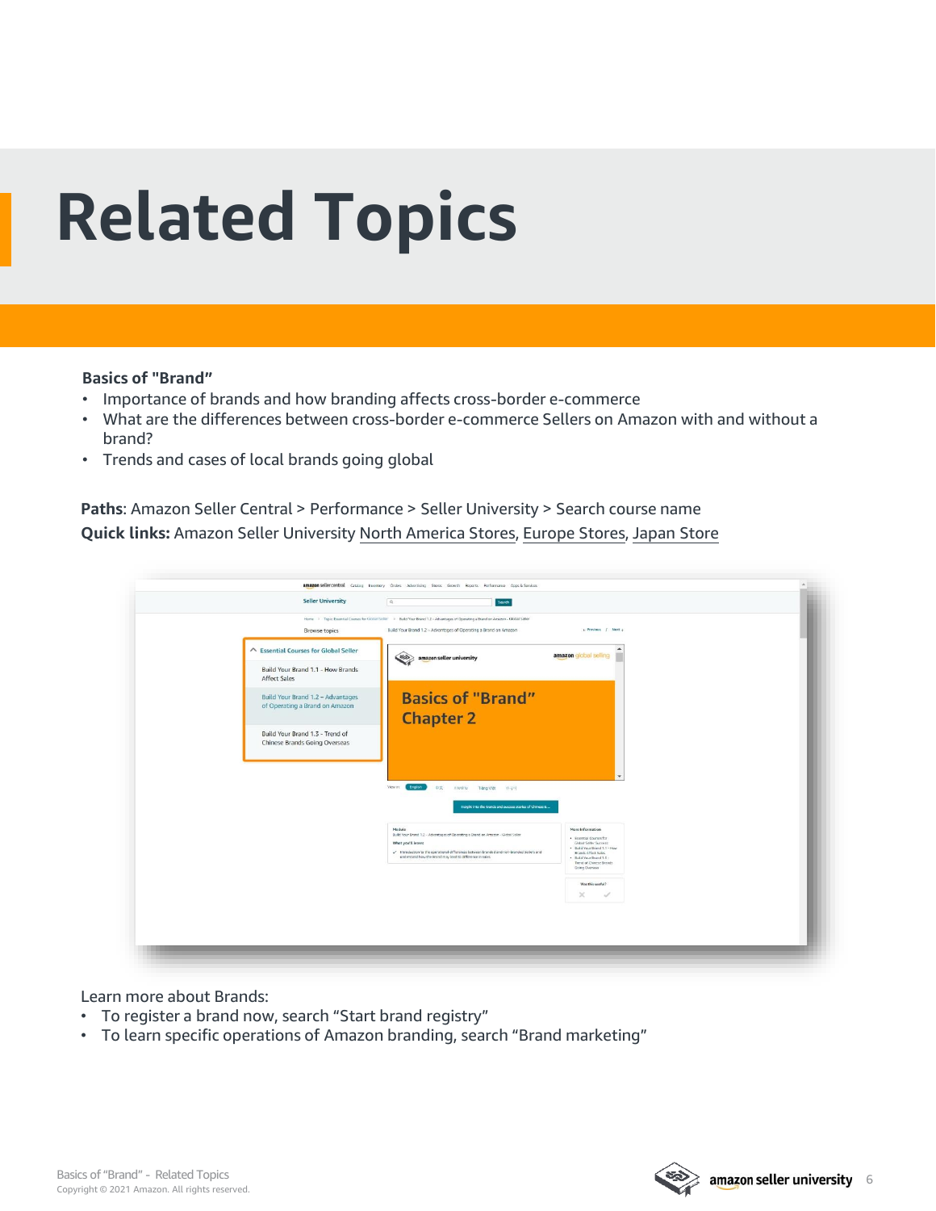# Related Topics

**Basics of "Brand"**

- Importance of brands and how branding affects cross-border e-commerce
- What are the differences between cross-border e-commerce Sellers on Amazon with and without a brand?
- Trends and cases of local brands going global

**Paths**: Amazon Seller Central > Performance > Seller University > Search course name
**Quick links:** Amazon Seller University North America Stores, Europe Stores, Japan Store

Learn more about Brands:

- To register a brand now, search "Start brand registry"
- To learn specific operations of Amazon branding, search "Brand marketing"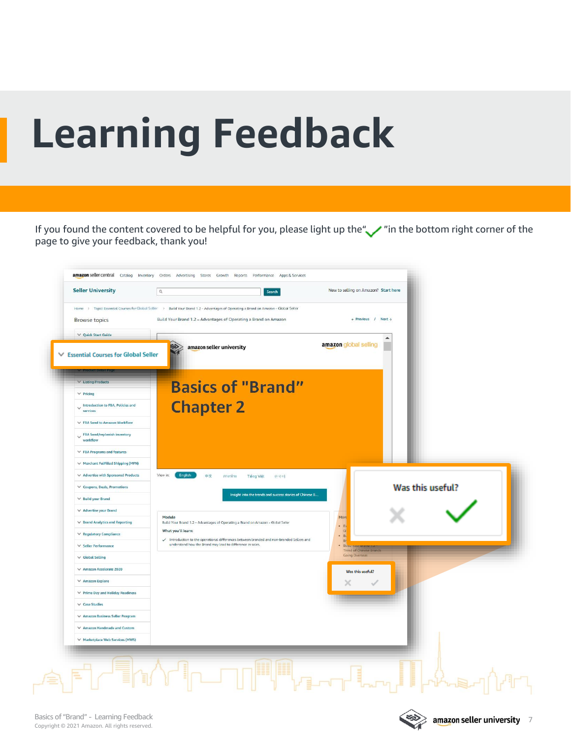# Learning Feedback

If you found the content covered to be helpful for you, please light up the"✓"in the bottom right corner of the page to give your feedback, thank you!